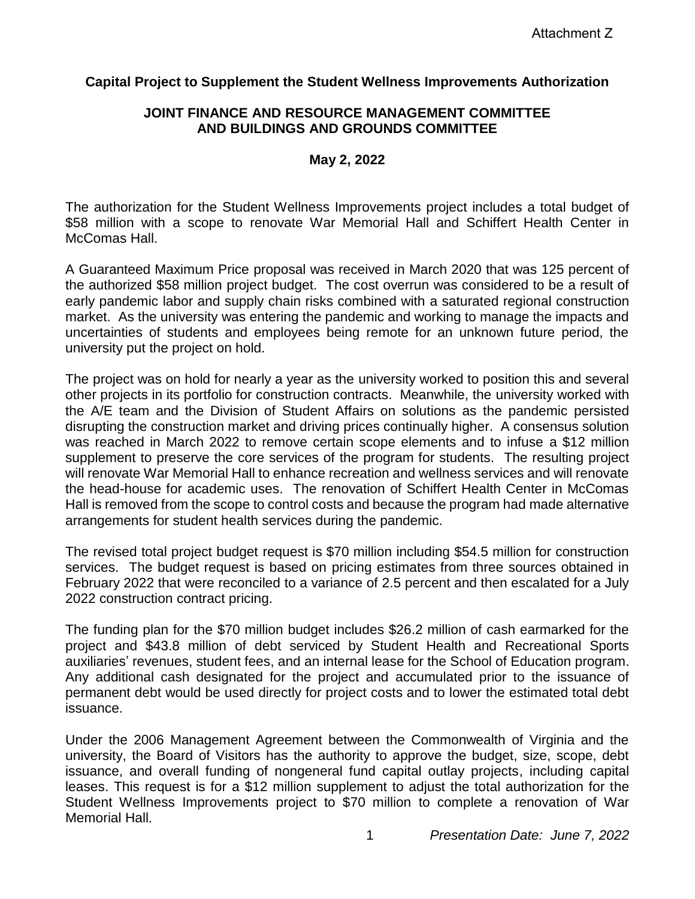Attachment Z

**Capital Project to Supplement the Student Wellness Improvements Authorization**

**JOINT FINANCE AND RESOURCE MANAGEMENT COMMITTEE AND BUILDINGS AND GROUNDS COMMITTEE**

**May 2, 2022**

The authorization for the Student Wellness Improvements project includes a total budget of $58 million with a scope to renovate War Memorial Hall and Schiffert Health Center in McComas Hall.

A Guaranteed Maximum Price proposal was received in March 2020 that was 125 percent of the authorized $58 million project budget. The cost overrun was considered to be a result of early pandemic labor and supply chain risks combined with a saturated regional construction market. As the university was entering the pandemic and working to manage the impacts and uncertainties of students and employees being remote for an unknown future period, the university put the project on hold.

The project was on hold for nearly a year as the university worked to position this and several other projects in its portfolio for construction contracts. Meanwhile, the university worked with the A/E team and the Division of Student Affairs on solutions as the pandemic persisted disrupting the construction market and driving prices continually higher. A consensus solution was reached in March 2022 to remove certain scope elements and to infuse a $12 million supplement to preserve the core services of the program for students. The resulting project will renovate War Memorial Hall to enhance recreation and wellness services and will renovate the head-house for academic uses. The renovation of Schiffert Health Center in McComas Hall is removed from the scope to control costs and because the program had made alternative arrangements for student health services during the pandemic.

The revised total project budget request is $70 million including $54.5 million for construction services. The budget request is based on pricing estimates from three sources obtained in February 2022 that were reconciled to a variance of 2.5 percent and then escalated for a July 2022 construction contract pricing.

The funding plan for the $70 million budget includes $26.2 million of cash earmarked for the project and $43.8 million of debt serviced by Student Health and Recreational Sports auxiliaries' revenues, student fees, and an internal lease for the School of Education program. Any additional cash designated for the project and accumulated prior to the issuance of permanent debt would be used directly for project costs and to lower the estimated total debt issuance.

Under the 2006 Management Agreement between the Commonwealth of Virginia and the university, the Board of Visitors has the authority to approve the budget, size, scope, debt issuance, and overall funding of nongeneral fund capital outlay projects, including capital leases. This request is for a $12 million supplement to adjust the total authorization for the Student Wellness Improvements project to $70 million to complete a renovation of War Memorial Hall.

*Presentation Date: June 7, 2022*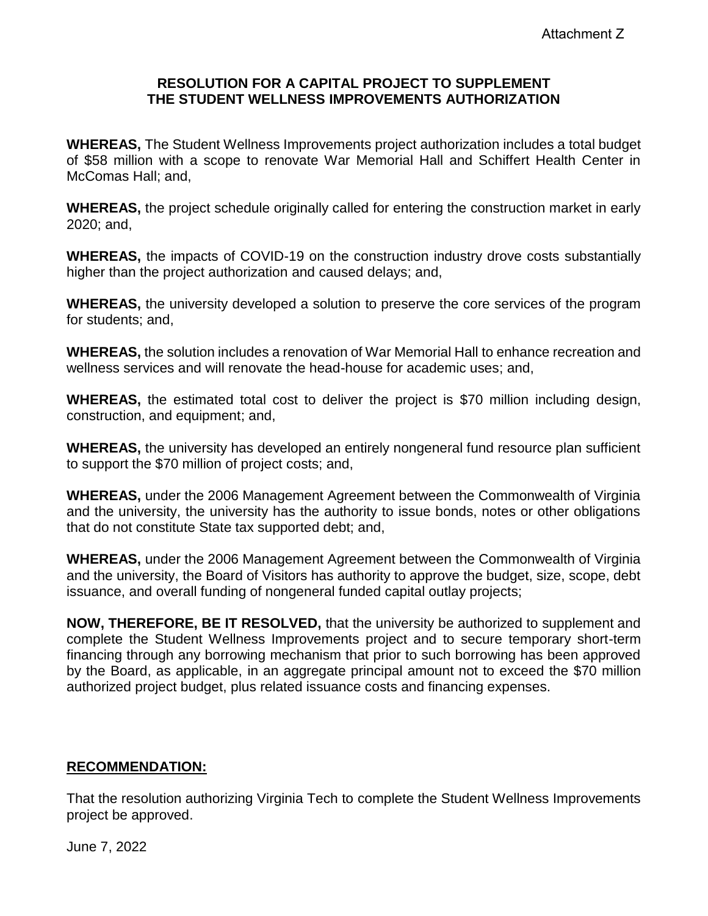Attachment Z

# RESOLUTION FOR A CAPITAL PROJECT TO SUPPLEMENT THE STUDENT WELLNESS IMPROVEMENTS AUTHORIZATION

**WHEREAS,** The Student Wellness Improvements project authorization includes a total budget of $58 million with a scope to renovate War Memorial Hall and Schiffert Health Center in McComas Hall; and,

**WHEREAS,** the project schedule originally called for entering the construction market in early 2020; and,

**WHEREAS,** the impacts of COVID-19 on the construction industry drove costs substantially higher than the project authorization and caused delays; and,

**WHEREAS,** the university developed a solution to preserve the core services of the program for students; and,

**WHEREAS,** the solution includes a renovation of War Memorial Hall to enhance recreation and wellness services and will renovate the head-house for academic uses; and,

**WHEREAS,** the estimated total cost to deliver the project is $70 million including design, construction, and equipment; and,

**WHEREAS,** the university has developed an entirely nongeneral fund resource plan sufficient to support the $70 million of project costs; and,

**WHEREAS,** under the 2006 Management Agreement between the Commonwealth of Virginia and the university, the university has the authority to issue bonds, notes or other obligations that do not constitute State tax supported debt; and,

**WHEREAS,** under the 2006 Management Agreement between the Commonwealth of Virginia and the university, the Board of Visitors has authority to approve the budget, size, scope, debt issuance, and overall funding of nongeneral funded capital outlay projects;

**NOW, THEREFORE, BE IT RESOLVED,** that the university be authorized to supplement and complete the Student Wellness Improvements project and to secure temporary short-term financing through any borrowing mechanism that prior to such borrowing has been approved by the Board, as applicable, in an aggregate principal amount not to exceed the $70 million authorized project budget, plus related issuance costs and financing expenses.

**RECOMMENDATION:**

That the resolution authorizing Virginia Tech to complete the Student Wellness Improvements project be approved.

June 7, 2022